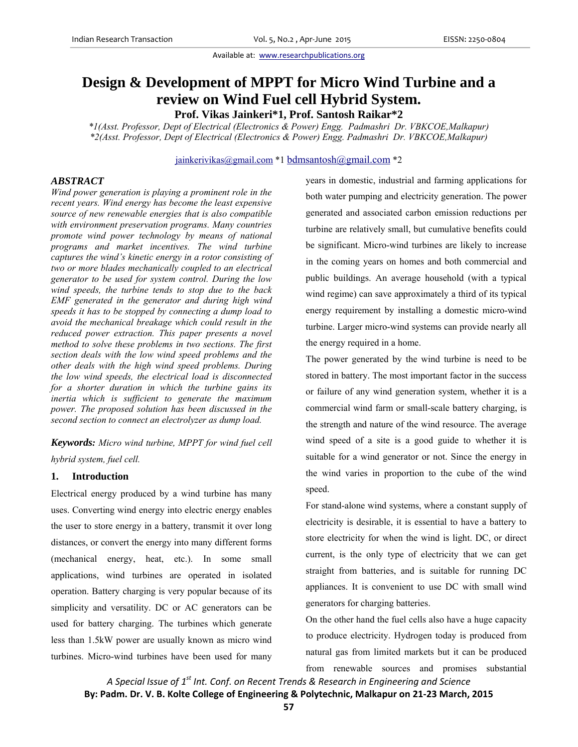# Design & Development of MPPT for Micro Wind Turbine and a review on Wind Fuel cell Hybrid System.

**Prof. Vikas Jainkeri*1, Prof. Santosh Raikar*2**

*1(Asst. Professor, Dept of Electrical (Electronics & Power) Engg. Padmashri Dr. VBKCOE,Malkapur)*

*2(Asst. Professor, Dept of Electrical (Electronics & Power) Engg. Padmashri Dr. VBKCOE,Malkapur)*

jainkerivikas@gmail.com *1 bdmsantosh@gmail.com *2

### ABSTRACT

*Wind power generation is playing a prominent role in the recent years. Wind energy has become the least expensive source of new renewable energies that is also compatible with environment preservation programs. Many countries promote wind power technology by means of national programs and market incentives. The wind turbine captures the wind's kinetic energy in a rotor consisting of two or more blades mechanically coupled to an electrical generator to be used for system control. During the low wind speeds, the turbine tends to stop due to the back EMF generated in the generator and during high wind speeds it has to be stopped by connecting a dump load to avoid the mechanical breakage which could result in the reduced power extraction. This paper presents a novel method to solve these problems in two sections. The first section deals with the low wind speed problems and the other deals with the high wind speed problems. During the low wind speeds, the electrical load is disconnected for a shorter duration in which the turbine gains its inertia which is sufficient to generate the maximum power. The proposed solution has been discussed in the second section to connect an electrolyzer as dump load.*

***Keywords:*** *Micro wind turbine, MPPT for wind fuel cell hybrid system, fuel cell.*

## 1. Introduction

Electrical energy produced by a wind turbine has many uses. Converting wind energy into electric energy enables the user to store energy in a battery, transmit it over long distances, or convert the energy into many different forms (mechanical energy, heat, etc.). In some small applications, wind turbines are operated in isolated operation. Battery charging is very popular because of its simplicity and versatility. DC or AC generators can be used for battery charging. The turbines which generate less than 1.5kW power are usually known as micro wind turbines. Micro-wind turbines have been used for many years in domestic, industrial and farming applications for both water pumping and electricity generation. The power generated and associated carbon emission reductions per turbine are relatively small, but cumulative benefits could be significant. Micro-wind turbines are likely to increase in the coming years on homes and both commercial and public buildings. An average household (with a typical wind regime) can save approximately a third of its typical energy requirement by installing a domestic micro-wind turbine. Larger micro-wind systems can provide nearly all the energy required in a home.

The power generated by the wind turbine is need to be stored in battery. The most important factor in the success or failure of any wind generation system, whether it is a commercial wind farm or small-scale battery charging, is the strength and nature of the wind resource. The average wind speed of a site is a good guide to whether it is suitable for a wind generator or not. Since the energy in the wind varies in proportion to the cube of the wind speed.

For stand-alone wind systems, where a constant supply of electricity is desirable, it is essential to have a battery to store electricity for when the wind is light. DC, or direct current, is the only type of electricity that we can get straight from batteries, and is suitable for running DC appliances. It is convenient to use DC with small wind generators for charging batteries.

On the other hand the fuel cells also have a huge capacity to produce electricity. Hydrogen today is produced from natural gas from limited markets but it can be produced from renewable sources and promises substantial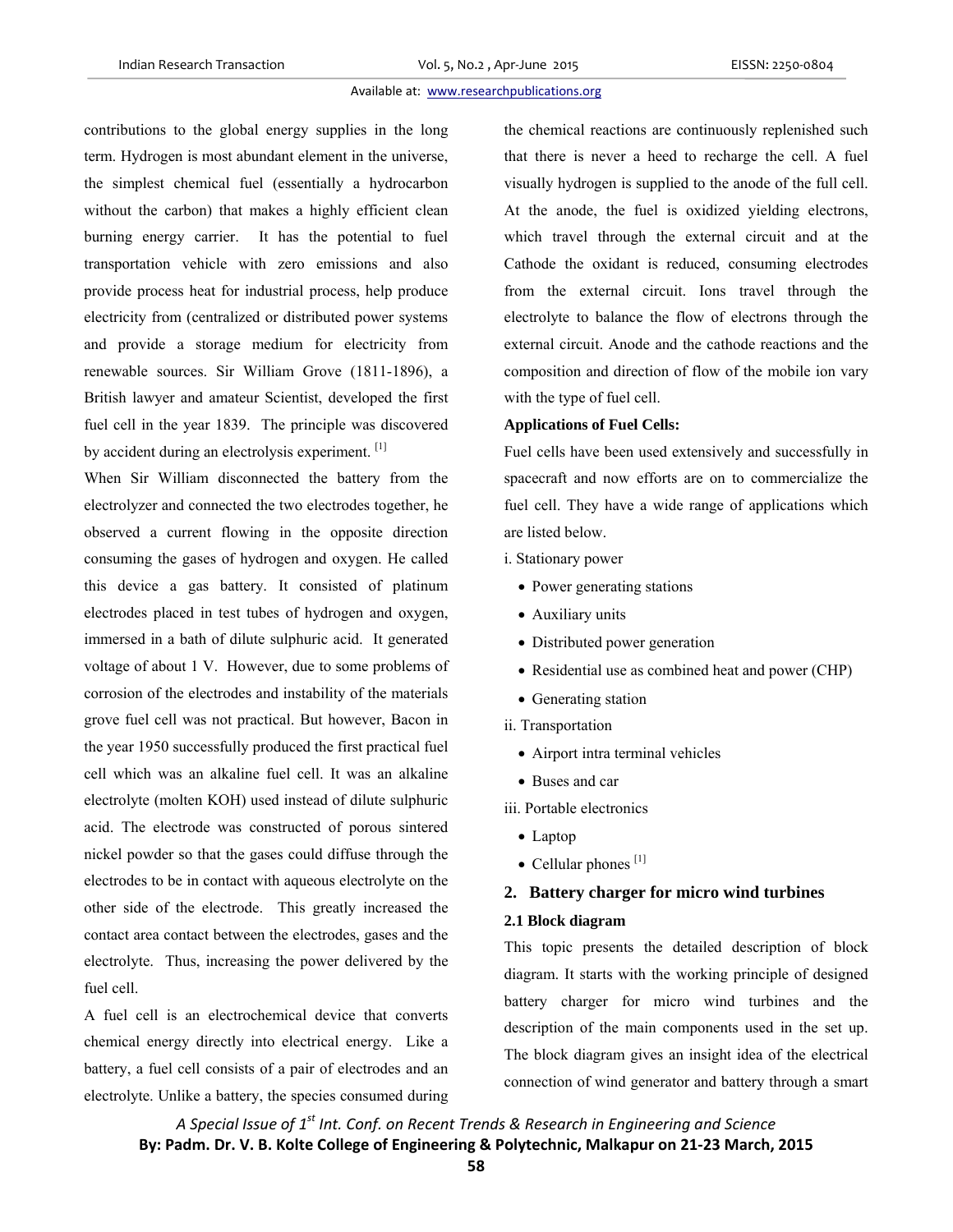contributions to the global energy supplies in the long term. Hydrogen is most abundant element in the universe, the simplest chemical fuel (essentially a hydrocarbon without the carbon) that makes a highly efficient clean burning energy carrier. It has the potential to fuel transportation vehicle with zero emissions and also provide process heat for industrial process, help produce electricity from (centralized or distributed power systems and provide a storage medium for electricity from renewable sources. Sir William Grove (1811-1896), a British lawyer and amateur Scientist, developed the first fuel cell in the year 1839. The principle was discovered by accident during an electrolysis experiment. [1]

When Sir William disconnected the battery from the electrolyzer and connected the two electrodes together, he observed a current flowing in the opposite direction consuming the gases of hydrogen and oxygen. He called this device a gas battery. It consisted of platinum electrodes placed in test tubes of hydrogen and oxygen, immersed in a bath of dilute sulphuric acid. It generated voltage of about 1 V. However, due to some problems of corrosion of the electrodes and instability of the materials grove fuel cell was not practical. But however, Bacon in the year 1950 successfully produced the first practical fuel cell which was an alkaline fuel cell. It was an alkaline electrolyte (molten KOH) used instead of dilute sulphuric acid. The electrode was constructed of porous sintered nickel powder so that the gases could diffuse through the electrodes to be in contact with aqueous electrolyte on the other side of the electrode. This greatly increased the contact area contact between the electrodes, gases and the electrolyte. Thus, increasing the power delivered by the fuel cell.

A fuel cell is an electrochemical device that converts chemical energy directly into electrical energy. Like a battery, a fuel cell consists of a pair of electrodes and an electrolyte. Unlike a battery, the species consumed during the chemical reactions are continuously replenished such that there is never a heed to recharge the cell. A fuel visually hydrogen is supplied to the anode of the full cell. At the anode, the fuel is oxidized yielding electrons, which travel through the external circuit and at the Cathode the oxidant is reduced, consuming electrodes from the external circuit. Ions travel through the electrolyte to balance the flow of electrons through the external circuit. Anode and the cathode reactions and the composition and direction of flow of the mobile ion vary with the type of fuel cell.

**Applications of Fuel Cells:**

Fuel cells have been used extensively and successfully in spacecraft and now efforts are on to commercialize the fuel cell. They have a wide range of applications which are listed below.

i. Stationary power

- Power generating stations
- Auxiliary units
- Distributed power generation
- Residential use as combined heat and power (CHP)
- Generating station

ii. Transportation

- Airport intra terminal vehicles
- Buses and car

iii. Portable electronics

- Laptop
- Cellular phones [1]

## 2. Battery charger for micro wind turbines

### 2.1 Block diagram

This topic presents the detailed description of block diagram. It starts with the working principle of designed battery charger for micro wind turbines and the description of the main components used in the set up. The block diagram gives an insight idea of the electrical connection of wind generator and battery through a smart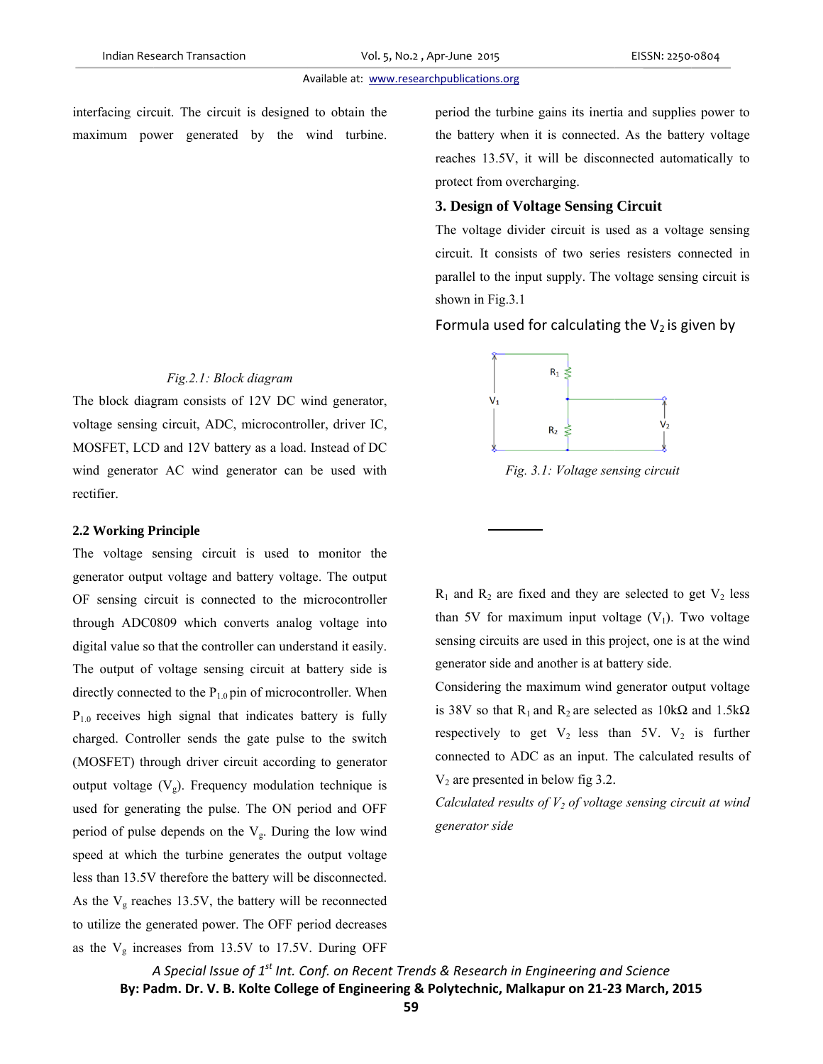interfacing circuit. The circuit is designed to obtain the maximum power generated by the wind turbine.

*Fig.2.1: Block diagram*

The block diagram consists of 12V DC wind generator, voltage sensing circuit, ADC, microcontroller, driver IC, MOSFET, LCD and 12V battery as a load. Instead of DC wind generator AC wind generator can be used with rectifier.

### 2.2 Working Principle

The voltage sensing circuit is used to monitor the generator output voltage and battery voltage. The output OF sensing circuit is connected to the microcontroller through ADC0809 which converts analog voltage into digital value so that the controller can understand it easily. The output of voltage sensing circuit at battery side is directly connected to the $P_{1.0}$ pin of microcontroller. When $P_{1.0}$ receives high signal that indicates battery is fully charged. Controller sends the gate pulse to the switch (MOSFET) through driver circuit according to generator output voltage ($V_g$). Frequency modulation technique is used for generating the pulse. The ON period and OFF period of pulse depends on the $V_g$. During the low wind speed at which the turbine generates the output voltage less than 13.5V therefore the battery will be disconnected. As the $V_g$ reaches 13.5V, the battery will be reconnected to utilize the generated power. The OFF period decreases as the $V_g$ increases from 13.5V to 17.5V. During OFF period the turbine gains its inertia and supplies power to the battery when it is connected. As the battery voltage reaches 13.5V, it will be disconnected automatically to protect from overcharging.

### 3. Design of Voltage Sensing Circuit

The voltage divider circuit is used as a voltage sensing circuit. It consists of two series resisters connected in parallel to the input supply. The voltage sensing circuit is shown in Fig.3.1

Formula used for calculating the $V_2$ is given by

*Fig. 3.1: Voltage sensing circuit*

$R_1$ and $R_2$ are fixed and they are selected to get $V_2$ less than 5V for maximum input voltage ($V_1$). Two voltage sensing circuits are used in this project, one is at the wind generator side and another is at battery side.

Considering the maximum wind generator output voltage is 38V so that $R_1$ and $R_2$ are selected as 10kΩ and 1.5kΩ respectively to get $V_2$ less than 5V. $V_2$ is further connected to ADC as an input. The calculated results of $V_2$ are presented in below fig 3.2.

*Calculated results of $V_2$ of voltage sensing circuit at wind generator side*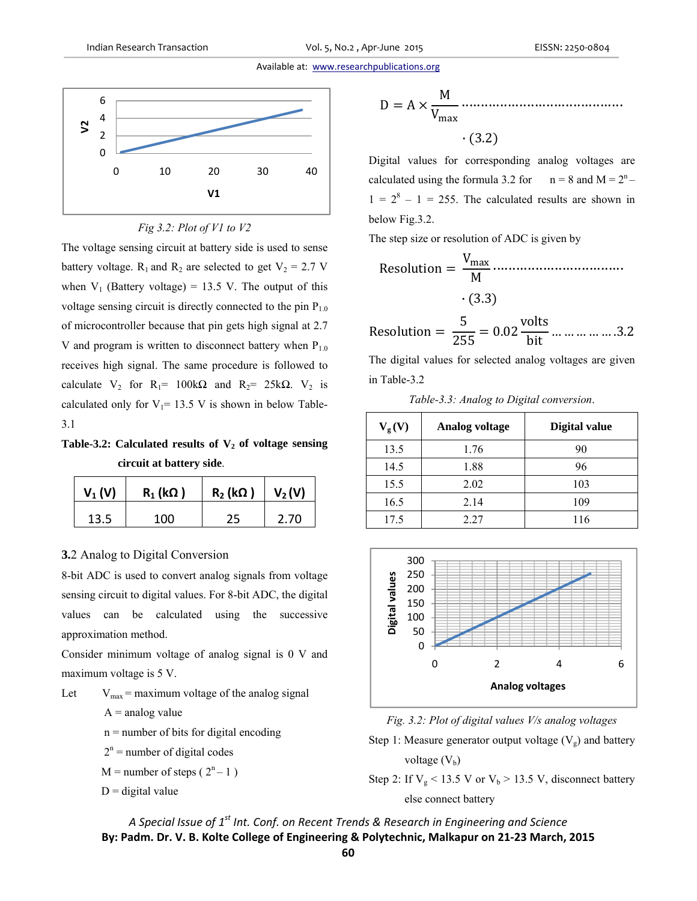Fig 3.2: Plot of V1 to V2

The voltage sensing circuit at battery side is used to sense battery voltage. $R_1$ and $R_2$ are selected to get $V_2$ = 2.7 V when $V_1$ (Battery voltage) = 13.5 V. The output of this voltage sensing circuit is directly connected to the pin $P_{1.0}$ of microcontroller because that pin gets high signal at 2.7 V and program is written to disconnect battery when $P_{1.0}$ receives high signal. The same procedure is followed to calculate $V_2$ for $R_1$= 100kΩ and $R_2$= 25kΩ. $V_2$ is calculated only for $V_1$= 13.5 V is shown in below Table-3.1

**Table-3.2: Calculated results of $V_2$ of voltage sensing circuit at battery side.**

| $V_1$ (V) | $R_1$ (kΩ ) | $R_2$ (kΩ ) | $V_2$ (V) |
|---|---|---|---|
| 13.5 | 100 | 25 | 2.70 |

### 3.2 Analog to Digital Conversion

8-bit ADC is used to convert analog signals from voltage sensing circuit to digital values. For 8-bit ADC, the digital values can be calculated using the successive approximation method.

Consider minimum voltage of analog signal is 0 V and maximum voltage is 5 V.

Let $V_{max}$ = maximum voltage of the analog signal

A = analog value

n = number of bits for digital encoding

$2^n$ = number of digital codes

M = number of steps ( $2^n - 1$ )

D = digital value

$$D = A \times \frac{M}{V_{max}} \quad \cdots (3.2)$$

Digital values for corresponding analog voltages are calculated using the formula 3.2 for n = 8 and $M = 2^n - 1 = 2^8 - 1 = 255$. The calculated results are shown in below Fig.3.2.

The step size or resolution of ADC is given by

$$\text{Resolution} = \frac{V_{max}}{M} \quad \cdots (3.3)$$

$$\text{Resolution} = \frac{5}{255} = 0.02 \frac{\text{volts}}{\text{bit}} \quad \cdots 3.2$$

The digital values for selected analog voltages are given in Table-3.2

*Table-3.3: Analog to Digital conversion.*

| $V_g$ (V) | Analog voltage | Digital value |
|---|---|---|
| 13.5 | 1.76 | 90 |
| 14.5 | 1.88 | 96 |
| 15.5 | 2.02 | 103 |
| 16.5 | 2.14 | 109 |
| 17.5 | 2.27 | 116 |

*Fig. 3.2: Plot of digital values V/s analog voltages*

Step 1: Measure generator output voltage ($V_g$) and battery voltage ($V_b$)

Step 2: If $V_g$ < 13.5 V or $V_b$ > 13.5 V, disconnect battery else connect battery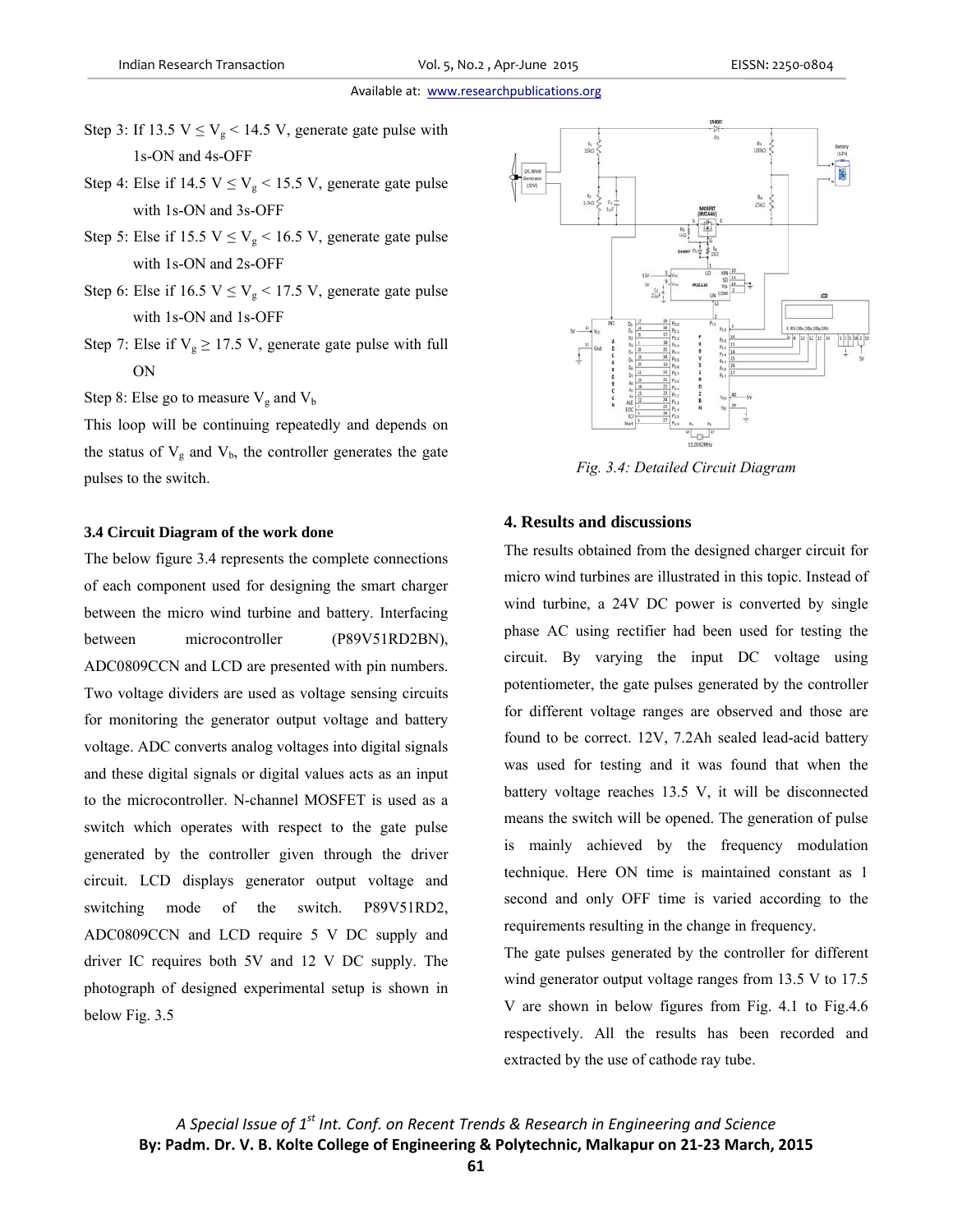Step 3: If 13.5 V ≤ $V_g$ < 14.5 V, generate gate pulse with 1s-ON and 4s-OFF

Step 4: Else if 14.5 V ≤ $V_g$ < 15.5 V, generate gate pulse with 1s-ON and 3s-OFF

Step 5: Else if 15.5 V ≤ $V_g$ < 16.5 V, generate gate pulse with 1s-ON and 2s-OFF

Step 6: Else if 16.5 V ≤ $V_g$ < 17.5 V, generate gate pulse with 1s-ON and 1s-OFF

Step 7: Else if $V_g$ ≥ 17.5 V, generate gate pulse with full ON

Step 8: Else go to measure $V_g$ and $V_b$

This loop will be continuing repeatedly and depends on the status of $V_g$ and $V_b$, the controller generates the gate pulses to the switch.

### 3.4 Circuit Diagram of the work done

The below figure 3.4 represents the complete connections of each component used for designing the smart charger between the micro wind turbine and battery. Interfacing between microcontroller (P89V51RD2BN), ADC0809CCN and LCD are presented with pin numbers. Two voltage dividers are used as voltage sensing circuits for monitoring the generator output voltage and battery voltage. ADC converts analog voltages into digital signals and these digital signals or digital values acts as an input to the microcontroller. N-channel MOSFET is used as a switch which operates with respect to the gate pulse generated by the controller given through the driver circuit. LCD displays generator output voltage and switching mode of the switch. P89V51RD2, ADC0809CCN and LCD require 5 V DC supply and driver IC requires both 5V and 12 V DC supply. The photograph of designed experimental setup is shown in below Fig. 3.5

*Fig. 3.4: Detailed Circuit Diagram*

## 4. Results and discussions

The results obtained from the designed charger circuit for micro wind turbines are illustrated in this topic. Instead of wind turbine, a 24V DC power is converted by single phase AC using rectifier had been used for testing the circuit. By varying the input DC voltage using potentiometer, the gate pulses generated by the controller for different voltage ranges are observed and those are found to be correct. 12V, 7.2Ah sealed lead-acid battery was used for testing and it was found that when the battery voltage reaches 13.5 V, it will be disconnected means the switch will be opened. The generation of pulse is mainly achieved by the frequency modulation technique. Here ON time is maintained constant as 1 second and only OFF time is varied according to the requirements resulting in the change in frequency.

The gate pulses generated by the controller for different wind generator output voltage ranges from 13.5 V to 17.5 V are shown in below figures from Fig. 4.1 to Fig.4.6 respectively. All the results has been recorded and extracted by the use of cathode ray tube.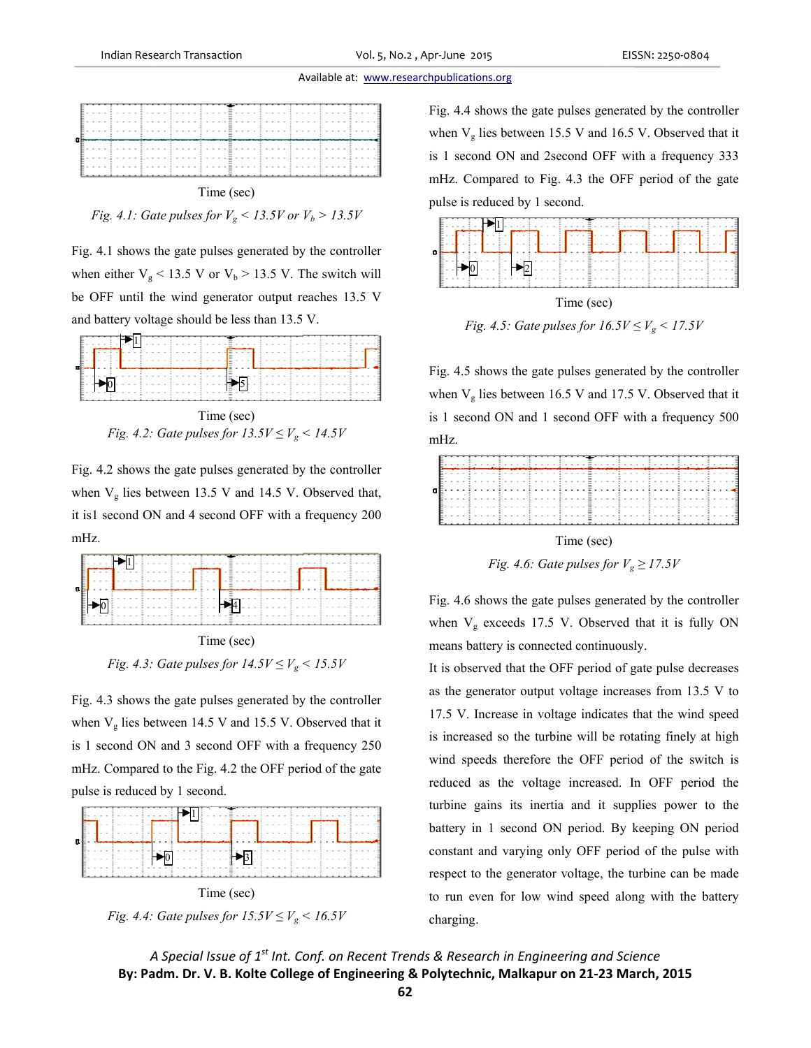Time (sec)

*Fig. 4.1: Gate pulses for $V_g$ < 13.5V or $V_b$ > 13.5V*

Fig. 4.1 shows the gate pulses generated by the controller when either $V_g$ < 13.5 V or $V_b$ > 13.5 V. The switch will be OFF until the wind generator output reaches 13.5 V and battery voltage should be less than 13.5 V.

Time (sec)

*Fig. 4.2: Gate pulses for 13.5V ≤ $V_g$ < 14.5V*

Fig. 4.2 shows the gate pulses generated by the controller when $V_g$ lies between 13.5 V and 14.5 V. Observed that, it is1 second ON and 4 second OFF with a frequency 200 mHz.

Time (sec)

*Fig. 4.3: Gate pulses for 14.5V ≤ $V_g$ < 15.5V*

Fig. 4.3 shows the gate pulses generated by the controller when $V_g$ lies between 14.5 V and 15.5 V. Observed that it is 1 second ON and 3 second OFF with a frequency 250 mHz. Compared to the Fig. 4.2 the OFF period of the gate pulse is reduced by 1 second.

Time (sec)

*Fig. 4.4: Gate pulses for 15.5V ≤ $V_g$ < 16.5V*

Fig. 4.4 shows the gate pulses generated by the controller when $V_g$ lies between 15.5 V and 16.5 V. Observed that it is 1 second ON and 2second OFF with a frequency 333 mHz. Compared to Fig. 4.3 the OFF period of the gate pulse is reduced by 1 second.

Time (sec)

*Fig. 4.5: Gate pulses for 16.5V ≤ $V_g$ < 17.5V*

Fig. 4.5 shows the gate pulses generated by the controller when $V_g$ lies between 16.5 V and 17.5 V. Observed that it is 1 second ON and 1 second OFF with a frequency 500 mHz.

Time (sec)

*Fig. 4.6: Gate pulses for $V_g$ ≥ 17.5V*

Fig. 4.6 shows the gate pulses generated by the controller when $V_g$ exceeds 17.5 V. Observed that it is fully ON means battery is connected continuously.

It is observed that the OFF period of gate pulse decreases as the generator output voltage increases from 13.5 V to 17.5 V. Increase in voltage indicates that the wind speed is increased so the turbine will be rotating finely at high wind speeds therefore the OFF period of the switch is reduced as the voltage increased. In OFF period the turbine gains its inertia and it supplies power to the battery in 1 second ON period. By keeping ON period constant and varying only OFF period of the pulse with respect to the generator voltage, the turbine can be made to run even for low wind speed along with the battery charging.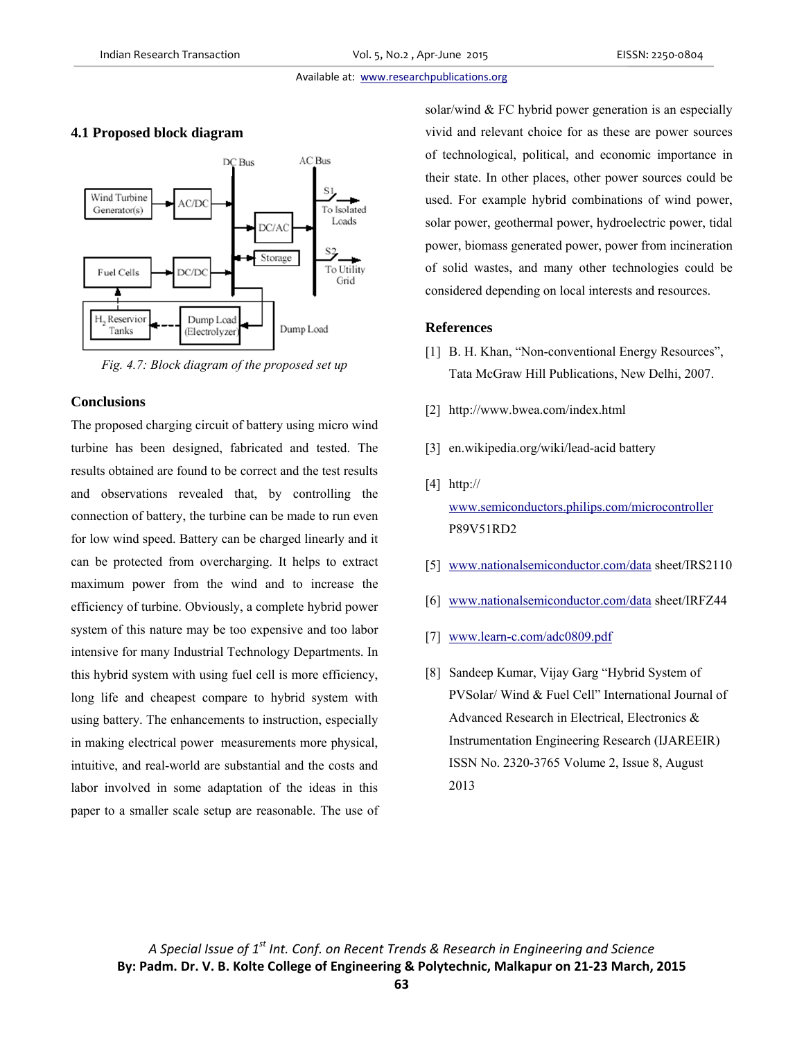### 4.1 Proposed block diagram

DC Bus
AC Bus
Wind Turbine Generator(s)
AC/DC
DC/AC
S1
To Isolated Loads
Storage
S2
To Utility Grid
Fuel Cells
DC/DC
$H_2$ Reservior Tanks
Dump Load (Electrolyzer)
Dump Load

*Fig. 4.7: Block diagram of the proposed set up*

### Conclusions

The proposed charging circuit of battery using micro wind turbine has been designed, fabricated and tested. The results obtained are found to be correct and the test results and observations revealed that, by controlling the connection of battery, the turbine can be made to run even for low wind speed. Battery can be charged linearly and it can be protected from overcharging. It helps to extract maximum power from the wind and to increase the efficiency of turbine. Obviously, a complete hybrid power system of this nature may be too expensive and too labor intensive for many Industrial Technology Departments. In this hybrid system with using fuel cell is more efficiency, long life and cheapest compare to hybrid system with using battery. The enhancements to instruction, especially in making electrical power measurements more physical, intuitive, and real-world are substantial and the costs and labor involved in some adaptation of the ideas in this paper to a smaller scale setup are reasonable. The use of solar/wind & FC hybrid power generation is an especially vivid and relevant choice for as these are power sources of technological, political, and economic importance in their state. In other places, other power sources could be used. For example hybrid combinations of wind power, solar power, geothermal power, hydroelectric power, tidal power, biomass generated power, power from incineration of solid wastes, and many other technologies could be considered depending on local interests and resources.

### References

[1] B. H. Khan, "Non-conventional Energy Resources", Tata McGraw Hill Publications, New Delhi, 2007.

[2] http://www.bwea.com/index.html

[3] en.wikipedia.org/wiki/lead-acid battery

[4] http:// www.semiconductors.philips.com/microcontroller P89V51RD2

[5] www.nationalsemiconductor.com/data sheet/IRS2110

[6] www.nationalsemiconductor.com/data sheet/IRFZ44

[7] www.learn-c.com/adc0809.pdf

[8] Sandeep Kumar, Vijay Garg "Hybrid System of PVSolar/ Wind & Fuel Cell" International Journal of Advanced Research in Electrical, Electronics & Instrumentation Engineering Research (IJAREEIR) ISSN No. 2320-3765 Volume 2, Issue 8, August 2013